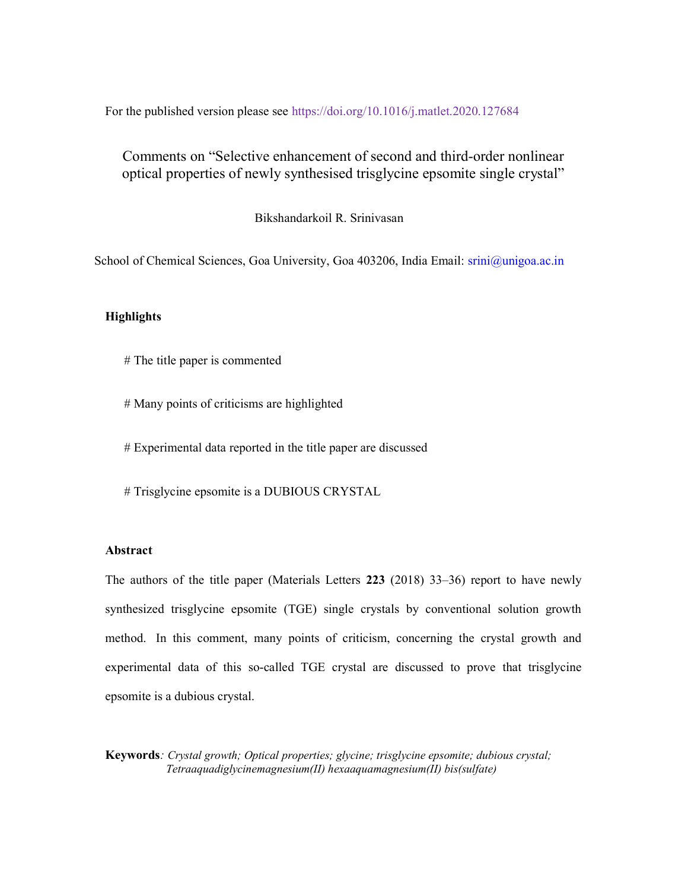For the published version please see https://doi.org/10.1016/j.matlet.2020.127684

# Comments on "Selective enhancement of second and third-order nonlinear optical properties of newly synthesised trisglycine epsomite single crystal"

Bikshandarkoil R. Srinivasan

School of Chemical Sciences, Goa University, Goa 403206, India Email: srini@unigoa.ac.in

## Highlights

# The title paper is commented

# Many points of criticisms are highlighted

# Experimental data reported in the title paper are discussed

# Trisglycine epsomite is a DUBIOUS CRYSTAL

## Abstract

The authors of the title paper (Materials Letters **223** (2018) 33–36) report to have newly synthesized trisglycine epsomite (TGE) single crystals by conventional solution growth method. In this comment, many points of criticism, concerning the crystal growth and experimental data of this so-called TGE crystal are discussed to prove that trisglycine epsomite is a dubious crystal.

**Keywords**: *Crystal growth; Optical properties; glycine; trisglycine epsomite; dubious crystal; Tetraaquadiglycinemagnesium(II) hexaaquamagnesium(II) bis(sulfate)*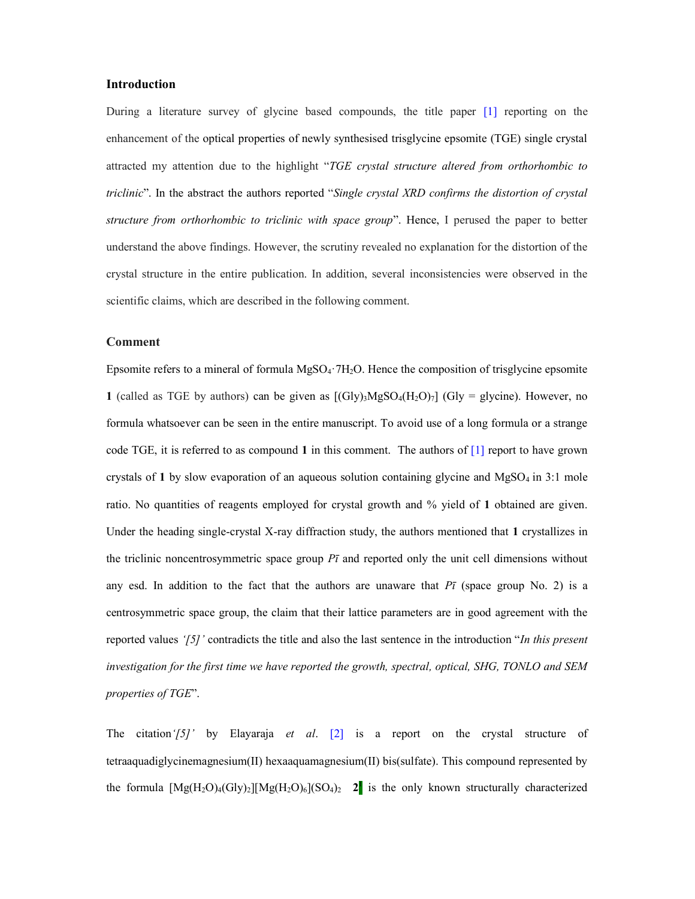## Introduction

During a literature survey of glycine based compounds, the title paper [1] reporting on the enhancement of the optical properties of newly synthesised trisglycine epsomite (TGE) single crystal attracted my attention due to the highlight "*TGE crystal structure altered from orthorhombic to triclinic*". In the abstract the authors reported "*Single crystal XRD confirms the distortion of crystal structure from orthorhombic to triclinic with space group*". Hence, I perused the paper to better understand the above findings. However, the scrutiny revealed no explanation for the distortion of the crystal structure in the entire publication. In addition, several inconsistencies were observed in the scientific claims, which are described in the following comment.

## Comment

Epsomite refers to a mineral of formula $MgSO_4 \cdot 7H_2O$. Hence the composition of trisglycine epsomite **1** (called as TGE by authors) can be given as $[(Gly)_3MgSO_4(H_2O)_7]$ (Gly = glycine). However, no formula whatsoever can be seen in the entire manuscript. To avoid use of a long formula or a strange code TGE, it is referred to as compound **1** in this comment. The authors of [1] report to have grown crystals of **1** by slow evaporation of an aqueous solution containing glycine and $MgSO_4$ in 3:1 mole ratio. No quantities of reagents employed for crystal growth and % yield of **1** obtained are given. Under the heading single-crystal X-ray diffraction study, the authors mentioned that **1** crystallizes in the triclinic noncentrosymmetric space group $P\bar{1}$ and reported only the unit cell dimensions without any esd. In addition to the fact that the authors are unaware that $P\bar{1}$ (space group No. 2) is a centrosymmetric space group, the claim that their lattice parameters are in good agreement with the reported values *'[5]'* contradicts the title and also the last sentence in the introduction "*In this present investigation for the first time we have reported the growth, spectral, optical, SHG, TONLO and SEM properties of TGE*".

The citation *'[5]'* by Elayaraja *et al*. [2] is a report on the crystal structure of tetraaquadiglycinemagnesium(II) hexaaquamagnesium(II) bis(sulfate). This compound represented by the formula $[Mg(H_2O)_4(Gly)_2][Mg(H_2O)_6](SO_4)_2$ **2** is the only known structurally characterized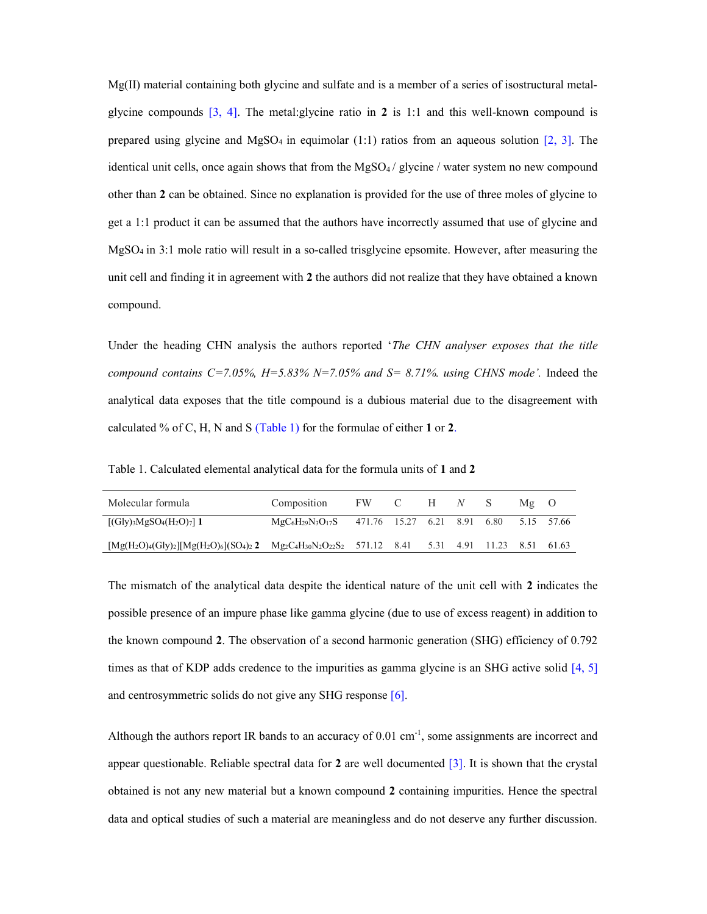Mg(II) material containing both glycine and sulfate and is a member of a series of isostructural metal-glycine compounds [3, 4]. The metal:glycine ratio in **2** is 1:1 and this well-known compound is prepared using glycine and $MgSO_4$ in equimolar (1:1) ratios from an aqueous solution [2, 3]. The identical unit cells, once again shows that from the $MgSO_4$ / glycine / water system no new compound other than **2** can be obtained. Since no explanation is provided for the use of three moles of glycine to get a 1:1 product it can be assumed that the authors have incorrectly assumed that use of glycine and $MgSO_4$ in 3:1 mole ratio will result in a so-called trisglycine epsomite. However, after measuring the unit cell and finding it in agreement with **2** the authors did not realize that they have obtained a known compound.

Under the heading CHN analysis the authors reported '*The CHN analyser exposes that the title compound contains C=7.05%, H=5.83% N=7.05% and S= 8.71%. using CHNS mode'.* Indeed the analytical data exposes that the title compound is a dubious material due to the disagreement with calculated % of C, H, N and S (Table 1) for the formulae of either **1** or **2**.

Table 1. Calculated elemental analytical data for the formula units of **1** and **2**

| Molecular formula | Composition | FW | C | H | *N* | S | Mg | O |
|---|---|---|---|---|---|---|---|---|
| $[(Gly)_3MgSO_4(H_2O)_7]$ **1** | $MgC_6H_{29}N_3O_{17}S$ | 471.76 | 15.27 | 6.21 | 8.91 | 6.80 | 5.15 | 57.66 |
| $[Mg(H_2O)_4(Gly)_2][Mg(H_2O)_6](SO_4)_2$ **2** | $Mg_2C_4H_{30}N_2O_{22}S_2$ | 571.12 | 8.41 | 5.31 | 4.91 | 11.23 | 8.51 | 61.63 |

The mismatch of the analytical data despite the identical nature of the unit cell with **2** indicates the possible presence of an impure phase like gamma glycine (due to use of excess reagent) in addition to the known compound **2**. The observation of a second harmonic generation (SHG) efficiency of 0.792 times as that of KDP adds credence to the impurities as gamma glycine is an SHG active solid [4, 5] and centrosymmetric solids do not give any SHG response [6].

Although the authors report IR bands to an accuracy of 0.01 $cm^{-1}$, some assignments are incorrect and appear questionable. Reliable spectral data for **2** are well documented [3]. It is shown that the crystal obtained is not any new material but a known compound **2** containing impurities. Hence the spectral data and optical studies of such a material are meaningless and do not deserve any further discussion.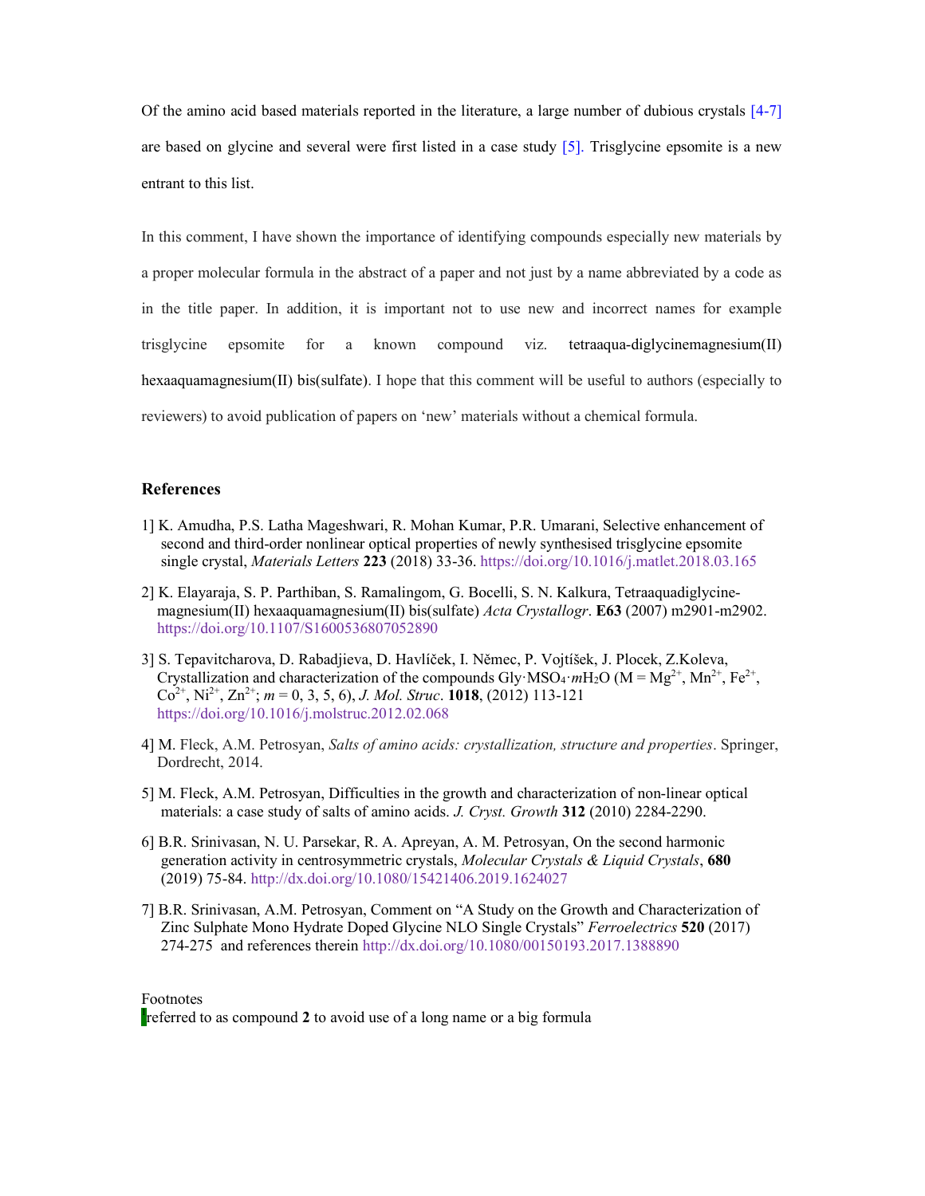Of the amino acid based materials reported in the literature, a large number of dubious crystals [4-7] are based on glycine and several were first listed in a case study [5]. Trisglycine epsomite is a new entrant to this list.

In this comment, I have shown the importance of identifying compounds especially new materials by a proper molecular formula in the abstract of a paper and not just by a name abbreviated by a code as in the title paper. In addition, it is important not to use new and incorrect names for example trisglycine epsomite for a known compound viz. tetraaqua-diglycinemagnesium(II) hexaaquamagnesium(II) bis(sulfate). I hope that this comment will be useful to authors (especially to reviewers) to avoid publication of papers on 'new' materials without a chemical formula.

## References

1] K. Amudha, P.S. Latha Mageshwari, R. Mohan Kumar, P.R. Umarani, Selective enhancement of second and third-order nonlinear optical properties of newly synthesised trisglycine epsomite single crystal, *Materials Letters* **223** (2018) 33-36. https://doi.org/10.1016/j.matlet.2018.03.165

2] K. Elayaraja, S. P. Parthiban, S. Ramalingom, G. Bocelli, S. N. Kalkura, Tetraaquadiglycine-magnesium(II) hexaaquamagnesium(II) bis(sulfate) *Acta Crystallogr*. **E63** (2007) m2901-m2902. https://doi.org/10.1107/S1600536807052890

3] S. Tepavitcharova, D. Rabadjieva, D. Havlíček, I. Němec, P. Vojtíšek, J. Plocek, Z.Koleva, Crystallization and characterization of the compounds Gly·$MSO_4$·$m$$H_2O$ (M = $Mg^{2+}$, $Mn^{2+}$, $Fe^{2+}$, $Co^{2+}$, $Ni^{2+}$, $Zn^{2+}$; $m$ = 0, 3, 5, 6), *J. Mol. Struc*. **1018**, (2012) 113-121 https://doi.org/10.1016/j.molstruc.2012.02.068

4] M. Fleck, A.M. Petrosyan, *Salts of amino acids: crystallization, structure and properties*. Springer, Dordrecht, 2014.

5] M. Fleck, A.M. Petrosyan, Difficulties in the growth and characterization of non-linear optical materials: a case study of salts of amino acids. *J. Cryst. Growth* **312** (2010) 2284-2290.

6] B.R. Srinivasan, N. U. Parsekar, R. A. Apreyan, A. M. Petrosyan, On the second harmonic generation activity in centrosymmetric crystals, *Molecular Crystals & Liquid Crystals*, **680** (2019) 75-84. http://dx.doi.org/10.1080/15421406.2019.1624027

7] B.R. Srinivasan, A.M. Petrosyan, Comment on "A Study on the Growth and Characterization of Zinc Sulphate Mono Hydrate Doped Glycine NLO Single Crystals" *Ferroelectrics* **520** (2017) 274-275 and references therein http://dx.doi.org/10.1080/00150193.2017.1388890

Footnotes

referred to as compound **2** to avoid use of a long name or a big formula